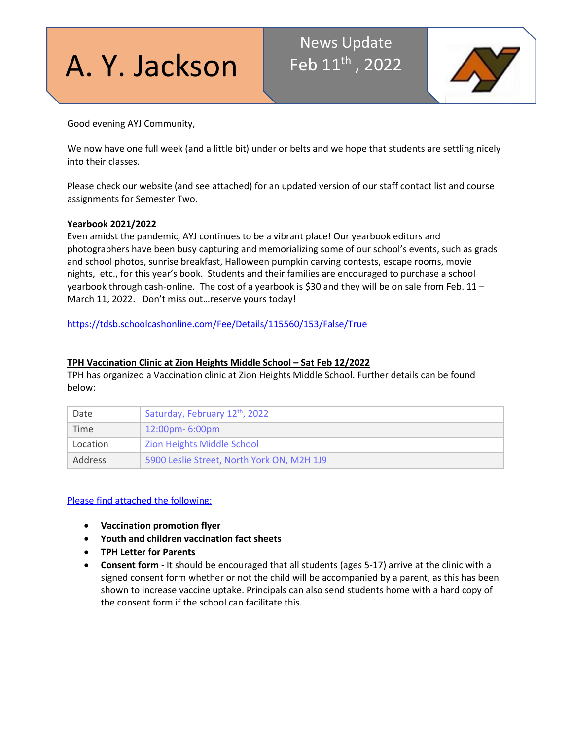# A. Y. Jackson

News Update
Feb 11th , 2022

Good evening AYJ Community,

We now have one full week (and a little bit) under or belts and we hope that students are settling nicely into their classes.

Please check our website (and see attached) for an updated version of our staff contact list and course assignments for Semester Two.

**Yearbook 2021/2022**

Even amidst the pandemic, AYJ continues to be a vibrant place! Our yearbook editors and photographers have been busy capturing and memorializing some of our school's events, such as grads and school photos, sunrise breakfast, Halloween pumpkin carving contests, escape rooms, movie nights, etc., for this year's book. Students and their families are encouraged to purchase a school yearbook through cash-online. The cost of a yearbook is $30 and they will be on sale from Feb. 11 – March 11, 2022. Don't miss out…reserve yours today!

https://tdsb.schoolcashonline.com/Fee/Details/115560/153/False/True

**TPH Vaccination Clinic at Zion Heights Middle School – Sat Feb 12/2022**

TPH has organized a Vaccination clinic at Zion Heights Middle School. Further details can be found below:

| | |
|---|---|
| Date | Saturday, February 12th, 2022 |
| Time | 12:00pm- 6:00pm |
| Location | Zion Heights Middle School |
| Address | 5900 Leslie Street, North York ON, M2H 1J9 |

Please find attached the following:

- **Vaccination promotion flyer**
- **Youth and children vaccination fact sheets**
- **TPH Letter for Parents**
- **Consent form -** It should be encouraged that all students (ages 5-17) arrive at the clinic with a signed consent form whether or not the child will be accompanied by a parent, as this has been shown to increase vaccine uptake. Principals can also send students home with a hard copy of the consent form if the school can facilitate this.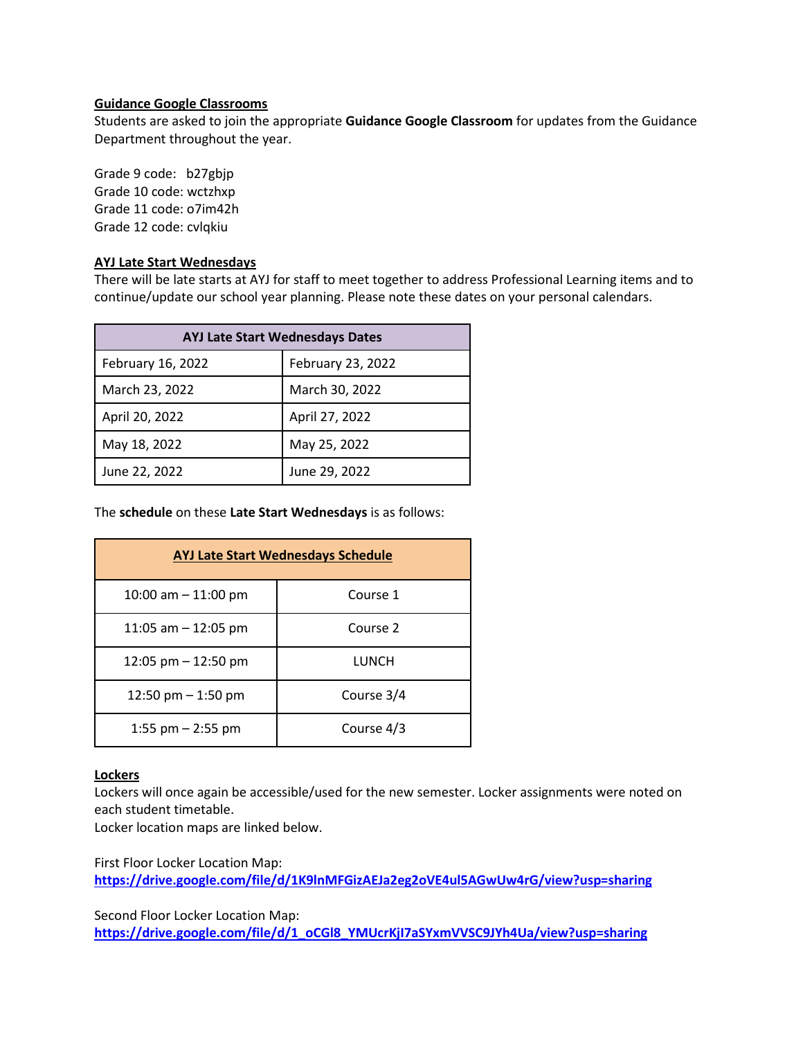## Guidance Google Classrooms

Students are asked to join the appropriate **Guidance Google Classroom** for updates from the Guidance Department throughout the year.

Grade 9 code: b27gbjp
Grade 10 code: wctzhxp
Grade 11 code: o7im42h
Grade 12 code: cvlqkiu

## AYJ Late Start Wednesdays

There will be late starts at AYJ for staff to meet together to address Professional Learning items and to continue/update our school year planning. Please note these dates on your personal calendars.

| AYJ Late Start Wednesdays Dates | |
|---|---|
| February 16, 2022 | February 23, 2022 |
| March 23, 2022 | March 30, 2022 |
| April 20, 2022 | April 27, 2022 |
| May 18, 2022 | May 25, 2022 |
| June 22, 2022 | June 29, 2022 |

The **schedule** on these **Late Start Wednesdays** is as follows:

| AYJ Late Start Wednesdays Schedule | |
|---|---|
| 10:00 am – 11:00 pm | Course 1 |
| 11:05 am – 12:05 pm | Course 2 |
| 12:05 pm – 12:50 pm | LUNCH |
| 12:50 pm – 1:50 pm | Course 3/4 |
| 1:55 pm – 2:55 pm | Course 4/3 |

## Lockers

Lockers will once again be accessible/used for the new semester. Locker assignments were noted on each student timetable.
Locker location maps are linked below.

First Floor Locker Location Map:
https://drive.google.com/file/d/1K9lnMFGizAEJa2eg2oVE4ul5AGwUw4rG/view?usp=sharing

Second Floor Locker Location Map:
https://drive.google.com/file/d/1_oCGl8_YMUcrKjI7aSYxmVVSC9JYh4Ua/view?usp=sharing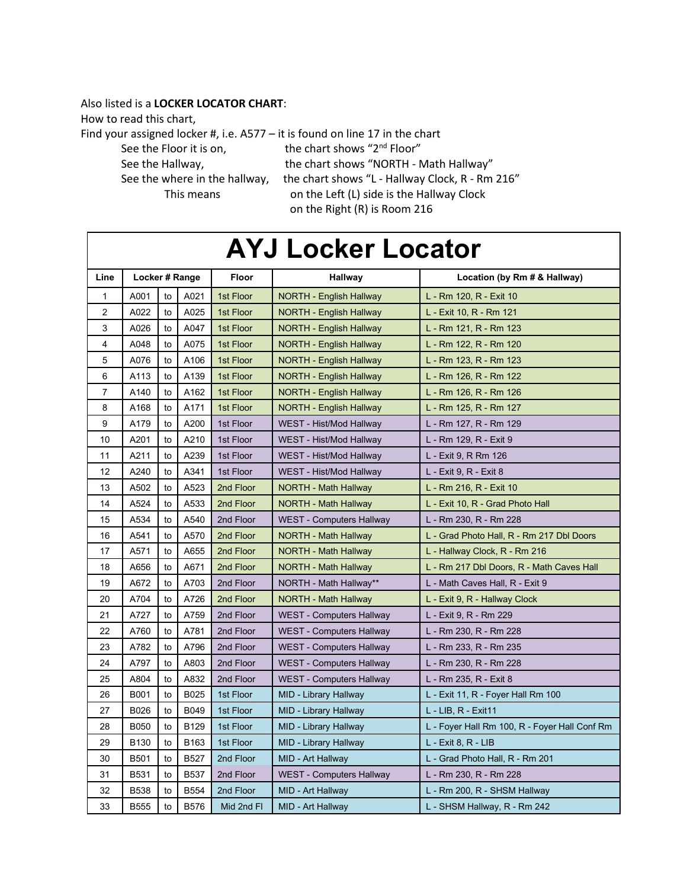Also listed is a **LOCKER LOCATOR CHART**:

How to read this chart,

Find your assigned locker #, i.e. A577 – it is found on line 17 in the chart

- See the Floor it is on, the chart shows "2nd Floor"
- See the Hallway, the chart shows "NORTH - Math Hallway"
- See the where in the hallway, the chart shows "L - Hallway Clock, R - Rm 216"
  - This means on the Left (L) side is the Hallway Clock, on the Right (R) is Room 216

# AYJ Locker Locator

| Line | Locker # Range | | | Floor | Hallway | Location (by Rm # & Hallway) |
|---|---|---|---|---|---|---|
| 1 | A001 | to | A021 | 1st Floor | NORTH - English Hallway | L - Rm 120, R - Exit 10 |
| 2 | A022 | to | A025 | 1st Floor | NORTH - English Hallway | L - Exit 10, R - Rm 121 |
| 3 | A026 | to | A047 | 1st Floor | NORTH - English Hallway | L - Rm 121, R - Rm 123 |
| 4 | A048 | to | A075 | 1st Floor | NORTH - English Hallway | L - Rm 122, R - Rm 120 |
| 5 | A076 | to | A106 | 1st Floor | NORTH - English Hallway | L - Rm 123, R - Rm 123 |
| 6 | A113 | to | A139 | 1st Floor | NORTH - English Hallway | L - Rm 126, R - Rm 122 |
| 7 | A140 | to | A162 | 1st Floor | NORTH - English Hallway | L - Rm 126, R - Rm 126 |
| 8 | A168 | to | A171 | 1st Floor | NORTH - English Hallway | L - Rm 125, R - Rm 127 |
| 9 | A179 | to | A200 | 1st Floor | WEST - Hist/Mod Hallway | L - Rm 127, R - Rm 129 |
| 10 | A201 | to | A210 | 1st Floor | WEST - Hist/Mod Hallway | L - Rm 129, R - Exit 9 |
| 11 | A211 | to | A239 | 1st Floor | WEST - Hist/Mod Hallway | L - Exit 9, R Rm 126 |
| 12 | A240 | to | A341 | 1st Floor | WEST - Hist/Mod Hallway | L - Exit 9, R - Exit 8 |
| 13 | A502 | to | A523 | 2nd Floor | NORTH - Math Hallway | L - Rm 216, R - Exit 10 |
| 14 | A524 | to | A533 | 2nd Floor | NORTH - Math Hallway | L - Exit 10, R - Grad Photo Hall |
| 15 | A534 | to | A540 | 2nd Floor | WEST - Computers Hallway | L - Rm 230, R - Rm 228 |
| 16 | A541 | to | A570 | 2nd Floor | NORTH - Math Hallway | L - Grad Photo Hall, R - Rm 217 Dbl Doors |
| 17 | A571 | to | A655 | 2nd Floor | NORTH - Math Hallway | L - Hallway Clock, R - Rm 216 |
| 18 | A656 | to | A671 | 2nd Floor | NORTH - Math Hallway | L - Rm 217 Dbl Doors, R - Math Caves Hall |
| 19 | A672 | to | A703 | 2nd Floor | NORTH - Math Hallway** | L - Math Caves Hall, R - Exit 9 |
| 20 | A704 | to | A726 | 2nd Floor | NORTH - Math Hallway | L - Exit 9, R - Hallway Clock |
| 21 | A727 | to | A759 | 2nd Floor | WEST - Computers Hallway | L - Exit 9, R - Rm 229 |
| 22 | A760 | to | A781 | 2nd Floor | WEST - Computers Hallway | L - Rm 230, R - Rm 228 |
| 23 | A782 | to | A796 | 2nd Floor | WEST - Computers Hallway | L - Rm 233, R - Rm 235 |
| 24 | A797 | to | A803 | 2nd Floor | WEST - Computers Hallway | L - Rm 230, R - Rm 228 |
| 25 | A804 | to | A832 | 2nd Floor | WEST - Computers Hallway | L - Rm 235, R - Exit 8 |
| 26 | B001 | to | B025 | 1st Floor | MID - Library Hallway | L - Exit 11, R - Foyer Hall Rm 100 |
| 27 | B026 | to | B049 | 1st Floor | MID - Library Hallway | L - LIB, R - Exit11 |
| 28 | B050 | to | B129 | 1st Floor | MID - Library Hallway | L - Foyer Hall Rm 100, R - Foyer Hall Conf Rm |
| 29 | B130 | to | B163 | 1st Floor | MID - Library Hallway | L - Exit 8, R - LIB |
| 30 | B501 | to | B527 | 2nd Floor | MID - Art Hallway | L - Grad Photo Hall, R - Rm 201 |
| 31 | B531 | to | B537 | 2nd Floor | WEST - Computers Hallway | L - Rm 230, R - Rm 228 |
| 32 | B538 | to | B554 | 2nd Floor | MID - Art Hallway | L - Rm 200, R - SHSM Hallway |
| 33 | B555 | to | B576 | Mid 2nd Fl | MID - Art Hallway | L - SHSM Hallway, R - Rm 242 |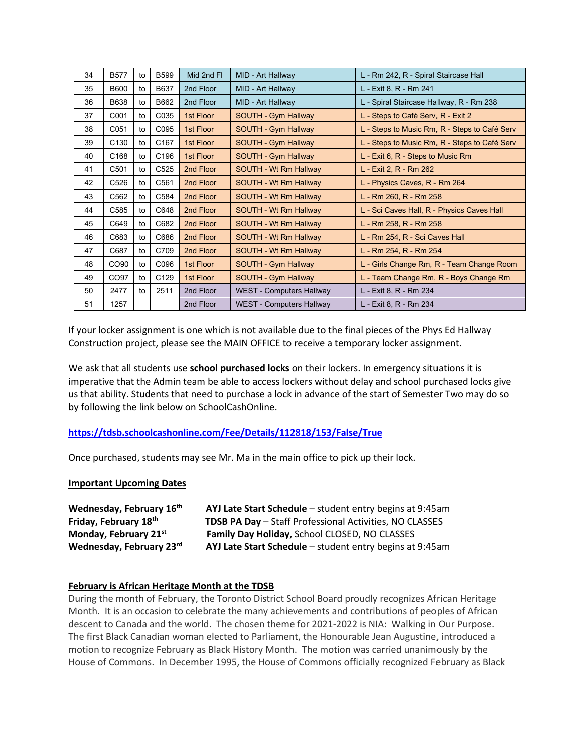| 34 | B577 | to | B599 | Mid 2nd Fl | MID - Art Hallway | L - Rm 242, R - Spiral Staircase Hall |
|---|---|---|---|---|---|---|
| 35 | B600 | to | B637 | 2nd Floor | MID - Art Hallway | L - Exit 8, R - Rm 241 |
| 36 | B638 | to | B662 | 2nd Floor | MID - Art Hallway | L - Spiral Staircase Hallway, R - Rm 238 |
| 37 | C001 | to | C035 | 1st Floor | SOUTH - Gym Hallway | L - Steps to Café Serv, R - Exit 2 |
| 38 | C051 | to | C095 | 1st Floor | SOUTH - Gym Hallway | L - Steps to Music Rm, R - Steps to Café Serv |
| 39 | C130 | to | C167 | 1st Floor | SOUTH - Gym Hallway | L - Steps to Music Rm, R - Steps to Café Serv |
| 40 | C168 | to | C196 | 1st Floor | SOUTH - Gym Hallway | L - Exit 6, R - Steps to Music Rm |
| 41 | C501 | to | C525 | 2nd Floor | SOUTH - Wt Rm Hallway | L - Exit 2, R - Rm 262 |
| 42 | C526 | to | C561 | 2nd Floor | SOUTH - Wt Rm Hallway | L - Physics Caves, R - Rm 264 |
| 43 | C562 | to | C584 | 2nd Floor | SOUTH - Wt Rm Hallway | L - Rm 260, R - Rm 258 |
| 44 | C585 | to | C648 | 2nd Floor | SOUTH - Wt Rm Hallway | L - Sci Caves Hall, R - Physics Caves Hall |
| 45 | C649 | to | C682 | 2nd Floor | SOUTH - Wt Rm Hallway | L - Rm 258, R - Rm 258 |
| 46 | C683 | to | C686 | 2nd Floor | SOUTH - Wt Rm Hallway | L - Rm 254, R - Sci Caves Hall |
| 47 | C687 | to | C709 | 2nd Floor | SOUTH - Wt Rm Hallway | L - Rm 254, R - Rm 254 |
| 48 | CO90 | to | C096 | 1st Floor | SOUTH - Gym Hallway | L - Girls Change Rm, R - Team Change Room |
| 49 | CO97 | to | C129 | 1st Floor | SOUTH - Gym Hallway | L - Team Change Rm, R - Boys Change Rm |
| 50 | 2477 | to | 2511 | 2nd Floor | WEST - Computers Hallway | L - Exit 8, R - Rm 234 |
| 51 | 1257 | | | 2nd Floor | WEST - Computers Hallway | L - Exit 8, R - Rm 234 |

If your locker assignment is one which is not available due to the final pieces of the Phys Ed Hallway Construction project, please see the MAIN OFFICE to receive a temporary locker assignment.

We ask that all students use **school purchased locks** on their lockers. In emergency situations it is imperative that the Admin team be able to access lockers without delay and school purchased locks give us that ability. Students that need to purchase a lock in advance of the start of Semester Two may do so by following the link below on SchoolCashOnline.

**https://tdsb.schoolcashonline.com/Fee/Details/112818/153/False/True**

Once purchased, students may see Mr. Ma in the main office to pick up their lock.

**Important Upcoming Dates**

**Wednesday, February 16th** **AYJ Late Start Schedule** – student entry begins at 9:45am
**Friday, February 18th** **TDSB PA Day** – Staff Professional Activities, NO CLASSES
**Monday, February 21st** **Family Day Holiday**, School CLOSED, NO CLASSES
**Wednesday, February 23rd** **AYJ Late Start Schedule** – student entry begins at 9:45am

**February is African Heritage Month at the TDSB**

During the month of February, the Toronto District School Board proudly recognizes African Heritage Month. It is an occasion to celebrate the many achievements and contributions of peoples of African descent to Canada and the world. The chosen theme for 2021-2022 is NIA: Walking in Our Purpose. The first Black Canadian woman elected to Parliament, the Honourable Jean Augustine, introduced a motion to recognize February as Black History Month. The motion was carried unanimously by the House of Commons. In December 1995, the House of Commons officially recognized February as Black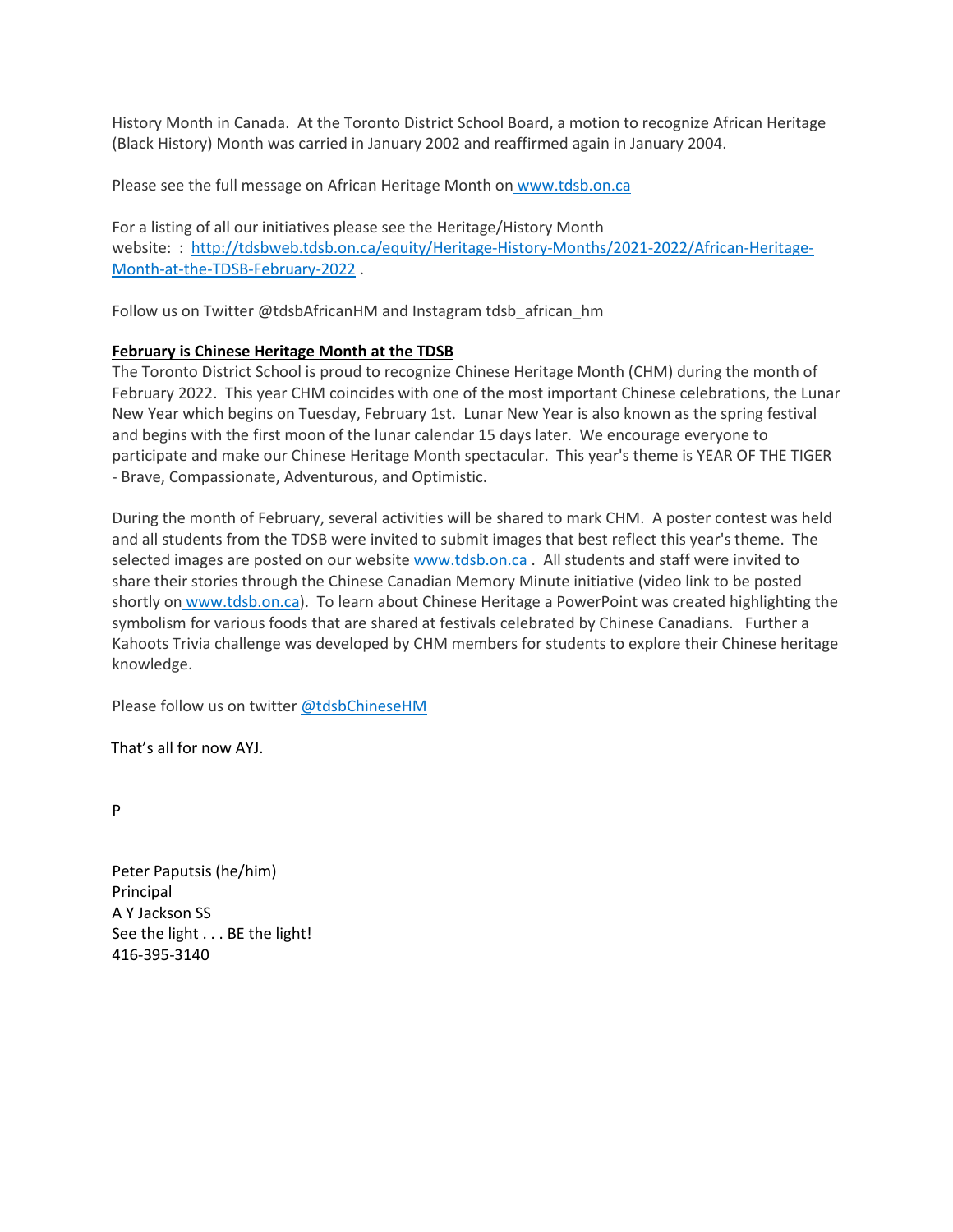History Month in Canada. At the Toronto District School Board, a motion to recognize African Heritage (Black History) Month was carried in January 2002 and reaffirmed again in January 2004.

Please see the full message on African Heritage Month on [www.tdsb.on.ca](http://www.tdsb.on.ca)

For a listing of all our initiatives please see the Heritage/History Month website: : [http://tdsbweb.tdsb.on.ca/equity/Heritage-History-Months/2021-2022/African-Heritage-Month-at-the-TDSB-February-2022](http://tdsbweb.tdsb.on.ca/equity/Heritage-History-Months/2021-2022/African-Heritage-Month-at-the-TDSB-February-2022) .

Follow us on Twitter @tdsbAfricanHM and Instagram tdsb_african_hm

**February is Chinese Heritage Month at the TDSB**

The Toronto District School is proud to recognize Chinese Heritage Month (CHM) during the month of February 2022. This year CHM coincides with one of the most important Chinese celebrations, the Lunar New Year which begins on Tuesday, February 1st. Lunar New Year is also known as the spring festival and begins with the first moon of the lunar calendar 15 days later. We encourage everyone to participate and make our Chinese Heritage Month spectacular. This year's theme is YEAR OF THE TIGER - Brave, Compassionate, Adventurous, and Optimistic.

During the month of February, several activities will be shared to mark CHM. A poster contest was held and all students from the TDSB were invited to submit images that best reflect this year's theme. The selected images are posted on our website [www.tdsb.on.ca](http://www.tdsb.on.ca) . All students and staff were invited to share their stories through the Chinese Canadian Memory Minute initiative (video link to be posted shortly on [www.tdsb.on.ca](http://www.tdsb.on.ca)). To learn about Chinese Heritage a PowerPoint was created highlighting the symbolism for various foods that are shared at festivals celebrated by Chinese Canadians. Further a Kahoots Trivia challenge was developed by CHM members for students to explore their Chinese heritage knowledge.

Please follow us on twitter @tdsbChineseHM

That's all for now AYJ.

P

Peter Paputsis (he/him)
Principal
A Y Jackson SS
See the light . . . BE the light!
416-395-3140